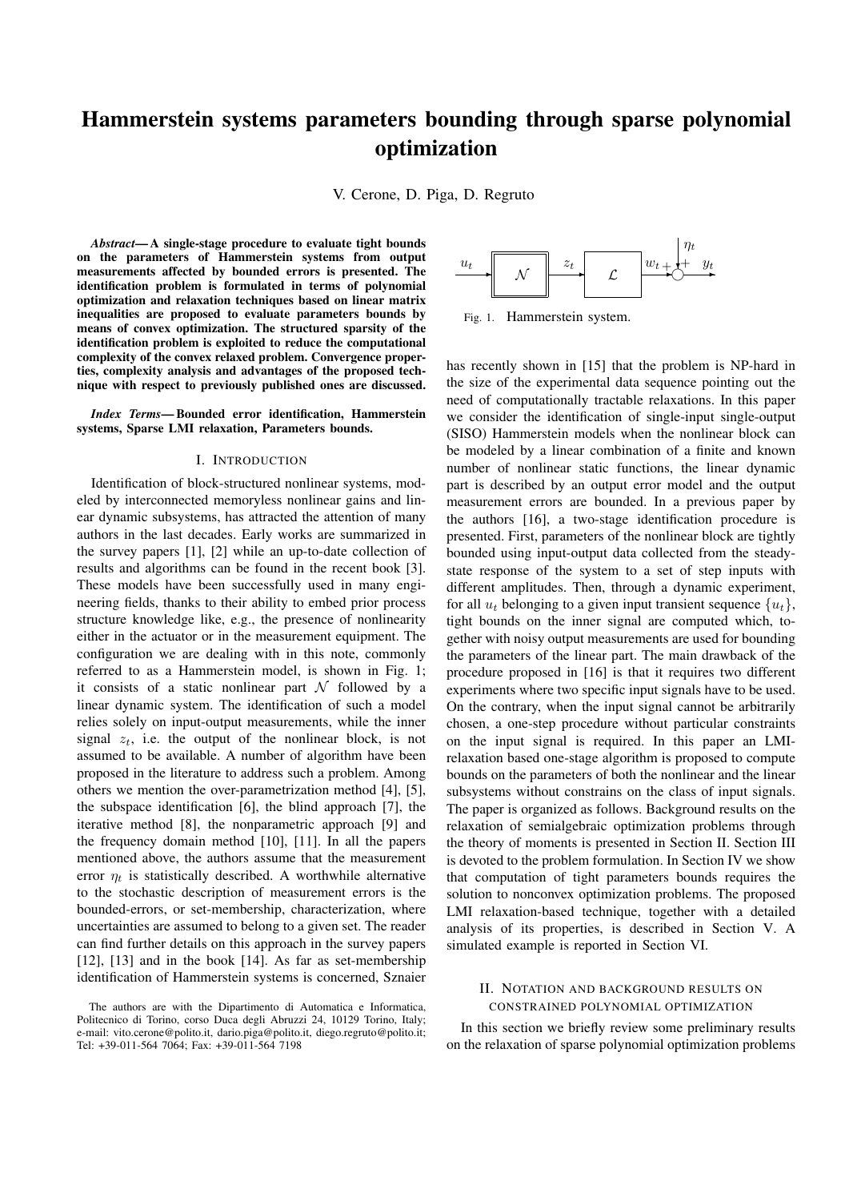# Hammerstein systems parameters bounding through sparse polynomial optimization

V. Cerone, D. Piga, D. Regruto

***Abstract*— A single-stage procedure to evaluate tight bounds on the parameters of Hammerstein systems from output measurements affected by bounded errors is presented. The identification problem is formulated in terms of polynomial optimization and relaxation techniques based on linear matrix inequalities are proposed to evaluate parameters bounds by means of convex optimization. The structured sparsity of the identification problem is exploited to reduce the computational complexity of the convex relaxed problem. Convergence properties, complexity analysis and advantages of the proposed technique with respect to previously published ones are discussed.**

***Index Terms*— Bounded error identification, Hammerstein systems, Sparse LMI relaxation, Parameters bounds.**

## I. Introduction

Identification of block-structured nonlinear systems, modeled by interconnected memoryless nonlinear gains and linear dynamic subsystems, has attracted the attention of many authors in the last decades. Early works are summarized in the survey papers [1], [2] while an up-to-date collection of results and algorithms can be found in the recent book [3]. These models have been successfully used in many engineering fields, thanks to their ability to embed prior process structure knowledge like, e.g., the presence of nonlinearity either in the actuator or in the measurement equipment. The configuration we are dealing with in this note, commonly referred to as a Hammerstein model, is shown in Fig. 1; it consists of a static nonlinear part $\mathcal{N}$ followed by a linear dynamic system. The identification of such a model relies solely on input-output measurements, while the inner signal $z_t$, i.e. the output of the nonlinear block, is not assumed to be available. A number of algorithm have been proposed in the literature to address such a problem. Among others we mention the over-parametrization method [4], [5], the subspace identification [6], the blind approach [7], the iterative method [8], the nonparametric approach [9] and the frequency domain method [10], [11]. In all the papers mentioned above, the authors assume that the measurement error $\eta_t$ is statistically described. A worthwhile alternative to the stochastic description of measurement errors is the bounded-errors, or set-membership, characterization, where uncertainties are assumed to belong to a given set. The reader can find further details on this approach in the survey papers [12], [13] and in the book [14]. As far as set-membership identification of Hammerstein systems is concerned, Sznaier has recently shown in [15] that the problem is NP-hard in the size of the experimental data sequence pointing out the need of computationally tractable relaxations. In this paper we consider the identification of single-input single-output (SISO) Hammerstein models when the nonlinear block can be modeled by a linear combination of a finite and known number of nonlinear static functions, the linear dynamic part is described by an output error model and the output measurement errors are bounded. In a previous paper by the authors [16], a two-stage identification procedure is presented. First, parameters of the nonlinear block are tightly bounded using input-output data collected from the steady-state response of the system to a set of step inputs with different amplitudes. Then, through a dynamic experiment, for all $u_t$ belonging to a given input transient sequence $\{u_t\}$, tight bounds on the inner signal are computed which, together with noisy output measurements are used for bounding the parameters of the linear part. The main drawback of the procedure proposed in [16] is that it requires two different experiments where two specific input signals have to be used. On the contrary, when the input signal cannot be arbitrarily chosen, a one-step procedure without particular constraints on the input signal is required. In this paper an LMI-relaxation based one-stage algorithm is proposed to compute bounds on the parameters of both the nonlinear and the linear subsystems without constrains on the class of input signals. The paper is organized as follows. Background results on the relaxation of semialgebraic optimization problems through the theory of moments is presented in Section II. Section III is devoted to the problem formulation. In Section IV we show that computation of tight parameters bounds requires the solution to nonconvex optimization problems. The proposed LMI relaxation-based technique, together with a detailed analysis of its properties, is described in Section V. A simulated example is reported in Section VI.

Fig. 1. Hammerstein system.

## II. Notation and background results on constrained polynomial optimization

In this section we briefly review some preliminary results on the relaxation of sparse polynomial optimization problems

The authors are with the Dipartimento di Automatica e Informatica, Politecnico di Torino, corso Duca degli Abruzzi 24, 10129 Torino, Italy; e-mail: vito.cerone@polito.it, dario.piga@polito.it, diego.regruto@polito.it; Tel: +39-011-564 7064; Fax: +39-011-564 7198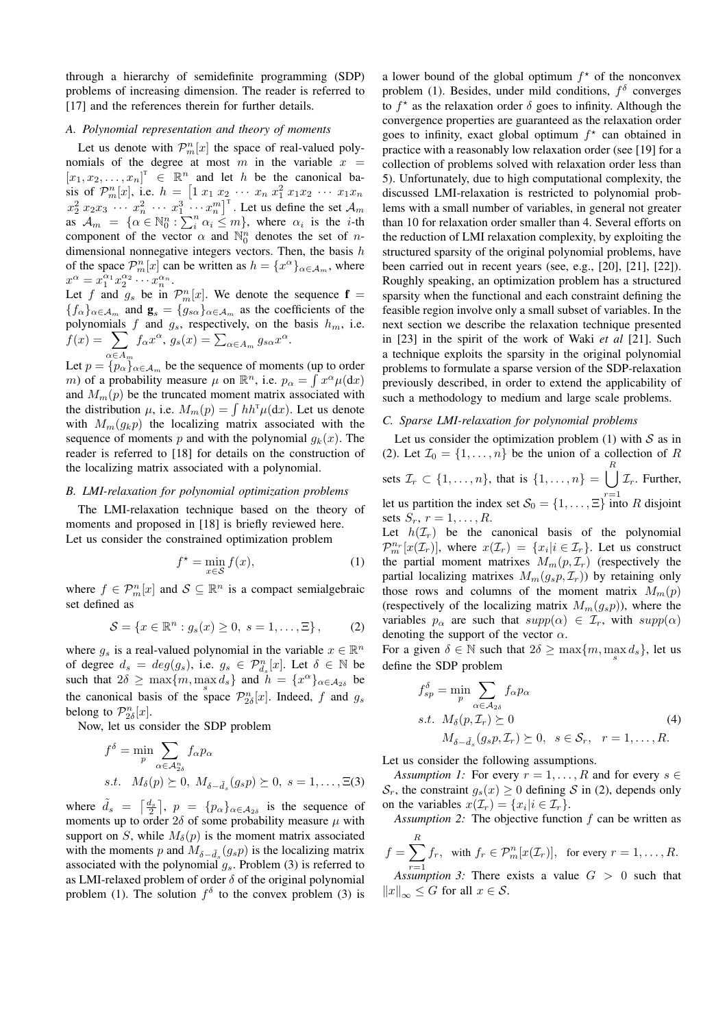through a hierarchy of semidefinite programming (SDP) problems of increasing dimension. The reader is referred to [17] and the references therein for further details.

### A. Polynomial representation and theory of moments

Let us denote with $\mathcal{P}_m^n[x]$ the space of real-valued polynomials of the degree at most $m$ in the variable $x = [x_1, x_2, \ldots, x_n]^\mathsf{T} \in \mathbb{R}^n$ and let $h$ be the canonical basis of $\mathcal{P}_m^n[x]$, i.e. $h = \begin{bmatrix}1 \ x_1 \ x_2 \ \cdots \ x_n \ x_1^2 \ x_1x_2 \ \cdots \ x_1x_n \ x_2^2 \ x_2x_3 \ \cdots \ x_n^2 \ \cdots \ x_1^3 \ \cdots x_n^m\end{bmatrix}^\mathsf{T}$. Let us define the set $\mathcal{A}_m$ as $\mathcal{A}_m = \{\alpha \in \mathbb{N}_0^n : \sum_i^n \alpha_i \leq m\}$, where $\alpha_i$ is the $i$-th component of the vector $\alpha$ and $\mathbb{N}_0^n$ denotes the set of $n$-dimensional nonnegative integers vectors. Then, the basis $h$ of the space $\mathcal{P}_m^n[x]$ can be written as $h = \{x^\alpha\}_{\alpha \in \mathcal{A}_m}$, where $x^\alpha = x_1^{\alpha_1} x_2^{\alpha_2} \cdots x_n^{\alpha_n}$.

Let $f$ and $g_s$ be in $\mathcal{P}_m^n[x]$. We denote the sequence $\mathbf{f} = \{f_\alpha\}_{\alpha \in \mathcal{A}_m}$ and $\mathbf{g}_s = \{g_{s\alpha}\}_{\alpha \in \mathcal{A}_m}$ as the coefficients of the polynomials $f$ and $g_s$, respectively, on the basis $h_m$, i.e. $f(x) = \sum_{\alpha \in A_m} f_\alpha x^\alpha$, $g_s(x) = \sum_{\alpha \in A_m} g_{s\alpha} x^\alpha$.

Let $p = \{p_\alpha\}_{\alpha \in \mathcal{A}_m}$ be the sequence of moments (up to order $m$) of a probability measure $\mu$ on $\mathbb{R}^n$, i.e. $p_\alpha = \int x^\alpha \mu(\mathrm{d}x)$ and $M_m(p)$ be the truncated moment matrix associated with the distribution $\mu$, i.e. $M_m(p) = \int hh^\mathsf{T} \mu(\mathrm{d}x)$. Let us denote with $M_m(g_k p)$ the localizing matrix associated with the sequence of moments $p$ and with the polynomial $g_k(x)$. The reader is referred to [18] for details on the construction of the localizing matrix associated with a polynomial.

### B. LMI-relaxation for polynomial optimization problems

The LMI-relaxation technique based on the theory of moments and proposed in [18] is briefly reviewed here. Let us consider the constrained optimization problem

$$f^\star = \min_{x \in \mathcal{S}} f(x), \tag{1}$$

where $f \in \mathcal{P}_m^n[x]$ and $\mathcal{S} \subseteq \mathbb{R}^n$ is a compact semialgebraic set defined as

$$\mathcal{S} = \{x \in \mathbb{R}^n : g_s(x) \geq 0,\ s = 1, \ldots, \Xi\}, \tag{2}$$

where $g_s$ is a real-valued polynomial in the variable $x \in \mathbb{R}^n$ of degree $d_s = deg(g_s)$, i.e. $g_s \in \mathcal{P}_{d_s}^n[x]$. Let $\delta \in \mathbb{N}$ be such that $2\delta \geq \max\{m, \max_s d_s\}$ and $h = \{x^\alpha\}_{\alpha \in \mathcal{A}_{2\delta}}$ be the canonical basis of the space $\mathcal{P}_{2\delta}^n[x]$. Indeed, $f$ and $g_s$ belong to $\mathcal{P}_{2\delta}^n[x]$.

Now, let us consider the SDP problem

$$\begin{aligned} f^\delta &= \min_p \sum_{\alpha \in \mathcal{A}_{2\delta}^n} f_\alpha p_\alpha \\ s.t.\ & M_\delta(p) \succeq 0,\ M_{\delta - \tilde{d}_s}(g_s p) \succeq 0,\ s = 1, \ldots, \Xi \end{aligned} \tag{3}$$

where $\tilde{d}_s = \left\lceil \frac{d_s}{2} \right\rceil$, $p = \{p_\alpha\}_{\alpha \in \mathcal{A}_{2\delta}}$ is the sequence of moments up to order $2\delta$ of some probability measure $\mu$ with support on $S$, while $M_\delta(p)$ is the moment matrix associated with the moments $p$ and $M_{\delta - \tilde{d}_s}(g_s p)$ is the localizing matrix associated with the polynomial $g_s$. Problem (3) is referred to as LMI-relaxed problem of order $\delta$ of the original polynomial problem (1). The solution $f^\delta$ to the convex problem (3) is a lower bound of the global optimum $f^\star$ of the nonconvex problem (1). Besides, under mild conditions, $f^\delta$ converges to $f^\star$ as the relaxation order $\delta$ goes to infinity. Although the convergence properties are guaranteed as the relaxation order goes to infinity, exact global optimum $f^\star$ can obtained in practice with a reasonably low relaxation order (see [19] for a collection of problems solved with relaxation order less than 5). Unfortunately, due to high computational complexity, the discussed LMI-relaxation is restricted to polynomial problems with a small number of variables, in general not greater than 10 for relaxation order smaller than 4. Several efforts on the reduction of LMI relaxation complexity, by exploiting the structured sparsity of the original polynomial problems, have been carried out in recent years (see, e.g., [20], [21], [22]). Roughly speaking, an optimization problem has a structured sparsity when the functional and each constraint defining the feasible region involve only a small subset of variables. In the next section we describe the relaxation technique presented in [23] in the spirit of the work of Waki *et al* [21]. Such a technique exploits the sparsity in the original polynomial problems to formulate a sparse version of the SDP-relaxation previously described, in order to extend the applicability of such a methodology to medium and large scale problems.

### C. Sparse LMI-relaxation for polynomial problems

Let us consider the optimization problem (1) with $\mathcal{S}$ as in (2). Let $\mathcal{I}_0 = \{1, \ldots, n\}$ be the union of a collection of $R$ sets $\mathcal{I}_r \subset \{1, \ldots, n\}$, that is $\{1, \ldots, n\} = \bigcup_{r=1}^R \mathcal{I}_r$. Further, let us partition the index set $\mathcal{S}_0 = \{1, \ldots, \Xi\}$ into $R$ disjoint sets $S_r$, $r = 1, \ldots, R$.

Let $h(\mathcal{I}_r)$ be the canonical basis of the polynomial $\mathcal{P}_m^{n_r}[x(\mathcal{I}_r)]$, where $x(\mathcal{I}_r) = \{x_i | i \in \mathcal{I}_r\}$. Let us construct the partial moment matrixes $M_m(p, \mathcal{I}_r)$ (respectively the partial localizing matrixes $M_m(g_s p, \mathcal{I}_r)$) by retaining only those rows and columns of the moment matrix $M_m(p)$ (respectively of the localizing matrix $M_m(g_s p)$), where the variables $p_\alpha$ are such that $supp(\alpha) \in \mathcal{I}_r$, with $supp(\alpha)$ denoting the support of the vector $\alpha$.

For a given $\delta \in \mathbb{N}$ such that $2\delta \geq \max\{m, \max_s d_s\}$, let us define the SDP problem

$$\begin{aligned} f_{sp}^\delta &= \min_p \sum_{\alpha \in \mathcal{A}_{2\delta}} f_\alpha p_\alpha \\ s.t.\ & M_\delta(p, \mathcal{I}_r) \succeq 0 \\ & M_{\delta - \tilde{d}_s}(g_s p, \mathcal{I}_r) \succeq 0,\ \ s \in \mathcal{S}_r,\ \ r = 1, \ldots, R. \end{aligned} \tag{4}$$

Let us consider the following assumptions.

*Assumption 1:* For every $r = 1, \ldots, R$ and for every $s \in \mathcal{S}_r$, the constraint $g_s(x) \geq 0$ defining $\mathcal{S}$ in (2), depends only on the variables $x(\mathcal{I}_r) = \{x_i | i \in \mathcal{I}_r\}$.

*Assumption 2:* The objective function $f$ can be written as

$$f = \sum_{r=1}^R f_r, \ \text{ with } f_r \in \mathcal{P}_m^n[x(\mathcal{I}_r)], \ \text{ for every } r = 1, \ldots, R.$$

*Assumption 3:* There exists a value $G > 0$ such that $\|x\|_\infty \leq G$ for all $x \in \mathcal{S}$.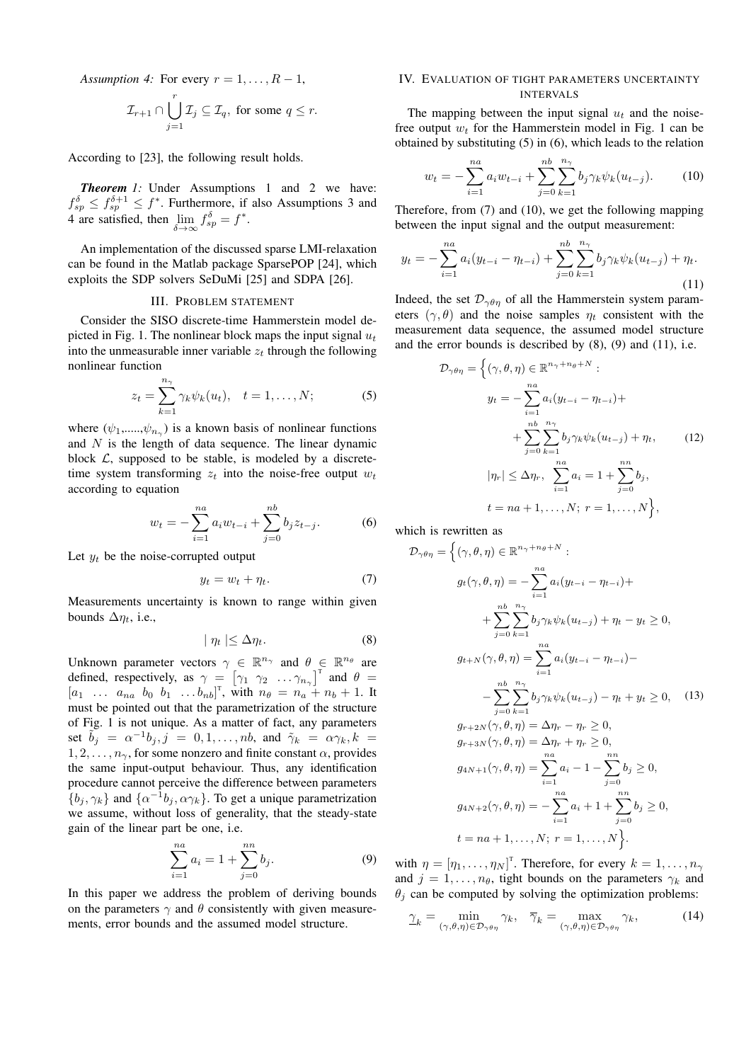*Assumption 4:* For every $r = 1, \ldots, R-1$,

$$\mathcal{I}_{r+1} \cap \bigcup_{j=1}^{r} \mathcal{I}_j \subseteq \mathcal{I}_q, \text{ for some } q \leq r.$$

According to [23], the following result holds.

***Theorem 1:*** Under Assumptions 1 and 2 we have: $f_{sp}^{\delta} \leq f_{sp}^{\delta+1} \leq f^*$. Furthermore, if also Assumptions 3 and 4 are satisfied, then $\lim_{\delta \to \infty} f_{sp}^{\delta} = f^*$.

An implementation of the discussed sparse LMI-relaxation can be found in the Matlab package SparsePOP [24], which exploits the SDP solvers SeDuMi [25] and SDPA [26].

## III. Problem statement

Consider the SISO discrete-time Hammerstein model depicted in Fig. 1. The nonlinear block maps the input signal $u_t$ into the unmeasurable inner variable $z_t$ through the following nonlinear function

$$z_t = \sum_{k=1}^{n_\gamma} \gamma_k \psi_k(u_t), \quad t = 1, \ldots, N; \tag{5}$$

where ($\psi_1$,.....,$\psi_{n_\gamma}$) is a known basis of nonlinear functions and $N$ is the length of data sequence. The linear dynamic block $\mathcal{L}$, supposed to be stable, is modeled by a discrete-time system transforming $z_t$ into the noise-free output $w_t$ according to equation

$$w_t = -\sum_{i=1}^{na} a_i w_{t-i} + \sum_{j=0}^{nb} b_j z_{t-j}. \tag{6}$$

Let $y_t$ be the noise-corrupted output

$$y_t = w_t + \eta_t. \tag{7}$$

Measurements uncertainty is known to range within given bounds $\Delta\eta_t$, i.e.,

$$| \; \eta_t \; | \leq \Delta\eta_t. \tag{8}$$

Unknown parameter vectors $\gamma \in \mathbb{R}^{n_\gamma}$ and $\theta \in \mathbb{R}^{n_\theta}$ are defined, respectively, as $\gamma = \begin{bmatrix}\gamma_1 & \gamma_2 & \ldots \gamma_{n_\gamma}\end{bmatrix}^{\mathrm{T}}$ and $\theta = [a_1 \;\; \ldots \;\; a_{na} \;\; b_0 \;\; b_1 \;\; \ldots b_{nb}]^{\mathrm{T}}$, with $n_\theta = n_a + n_b + 1$. It must be pointed out that the parametrization of the structure of Fig. 1 is not unique. As a matter of fact, any parameters set $\tilde{b}_j = \alpha^{-1} b_j, j = 0, 1, \ldots, nb$, and $\tilde{\gamma}_k = \alpha \gamma_k, k = 1, 2, \ldots, n_\gamma$, for some nonzero and finite constant $\alpha$, provides the same input-output behaviour. Thus, any identification procedure cannot perceive the difference between parameters $\{b_j, \gamma_k\}$ and $\{\alpha^{-1} b_j, \alpha\gamma_k\}$. To get a unique parametrization we assume, without loss of generality, that the steady-state gain of the linear part be one, i.e.

$$\sum_{i=1}^{na} a_i = 1 + \sum_{j=0}^{nn} b_j. \tag{9}$$

In this paper we address the problem of deriving bounds on the parameters $\gamma$ and $\theta$ consistently with given measurements, error bounds and the assumed model structure.

## IV. Evaluation of tight parameters uncertainty intervals

The mapping between the input signal $u_t$ and the noise-free output $w_t$ for the Hammerstein model in Fig. 1 can be obtained by substituting (5) in (6), which leads to the relation

$$w_t = -\sum_{i=1}^{na} a_i w_{t-i} + \sum_{j=0}^{nb} \sum_{k=1}^{n_\gamma} b_j \gamma_k \psi_k(u_{t-j}). \tag{10}$$

Therefore, from (7) and (10), we get the following mapping between the input signal and the output measurement:

$$y_t = -\sum_{i=1}^{na} a_i (y_{t-i} - \eta_{t-i}) + \sum_{j=0}^{nb} \sum_{k=1}^{n_\gamma} b_j \gamma_k \psi_k(u_{t-j}) + \eta_t. \tag{11}$$

Indeed, the set $\mathcal{D}_{\gamma\theta\eta}$ of all the Hammerstein system parameters $(\gamma, \theta)$ and the noise samples $\eta_t$ consistent with the measurement data sequence, the assumed model structure and the error bounds is described by (8), (9) and (11), i.e.

$$\begin{aligned}
\mathcal{D}_{\gamma\theta\eta} = \Big\{ &(\gamma, \theta, \eta) \in \mathbb{R}^{n_\gamma + n_\theta + N} : \\
& y_t = -\sum_{i=1}^{na} a_i (y_{t-i} - \eta_{t-i}) + \\
& \quad + \sum_{j=0}^{nb} \sum_{k=1}^{n_\gamma} b_j \gamma_k \psi_k(u_{t-j}) + \eta_t, \\
& |\eta_r| \leq \Delta\eta_r, \; \sum_{i=1}^{na} a_i = 1 + \sum_{j=0}^{nn} b_j, \\
& t = na+1, \ldots, N; \; r = 1, \ldots, N \Big\},
\end{aligned} \tag{12}$$

which is rewritten as

$$\begin{aligned}
\mathcal{D}_{\gamma\theta\eta} = \Big\{ &(\gamma, \theta, \eta) \in \mathbb{R}^{n_\gamma + n_\theta + N} : \\
& g_t(\gamma, \theta, \eta) = -\sum_{i=1}^{na} a_i (y_{t-i} - \eta_{t-i}) + \\
& \quad + \sum_{j=0}^{nb} \sum_{k=1}^{n_\gamma} b_j \gamma_k \psi_k(u_{t-j}) + \eta_t - y_t \geq 0, \\
& g_{t+N}(\gamma, \theta, \eta) = \sum_{i=1}^{na} a_i (y_{t-i} - \eta_{t-i}) - \\
& \quad - \sum_{j=0}^{nb} \sum_{k=1}^{n_\gamma} b_j \gamma_k \psi_k(u_{t-j}) - \eta_t + y_t \geq 0, \\
& g_{r+2N}(\gamma, \theta, \eta) = \Delta\eta_r - \eta_r \geq 0, \\
& g_{r+3N}(\gamma, \theta, \eta) = \Delta\eta_r + \eta_r \geq 0, \\
& g_{4N+1}(\gamma, \theta, \eta) = \sum_{i=1}^{na} a_i - 1 - \sum_{j=0}^{nn} b_j \geq 0, \\
& g_{4N+2}(\gamma, \theta, \eta) = -\sum_{i=1}^{na} a_i + 1 + \sum_{j=0}^{nn} b_j \geq 0, \\
& t = na+1, \ldots, N; \; r = 1, \ldots, N \Big\}.
\end{aligned} \tag{13}$$

with $\eta = [\eta_1, \ldots, \eta_N]^{\mathrm{T}}$. Therefore, for every $k = 1, \ldots, n_\gamma$ and $j = 1, \ldots, n_\theta$, tight bounds on the parameters $\gamma_k$ and $\theta_j$ can be computed by solving the optimization problems:

$$\underline{\gamma}_k = \min_{(\gamma,\theta,\eta) \in \mathcal{D}_{\gamma\theta\eta}} \gamma_k, \quad \overline{\gamma}_k = \max_{(\gamma,\theta,\eta) \in \mathcal{D}_{\gamma\theta\eta}} \gamma_k, \tag{14}$$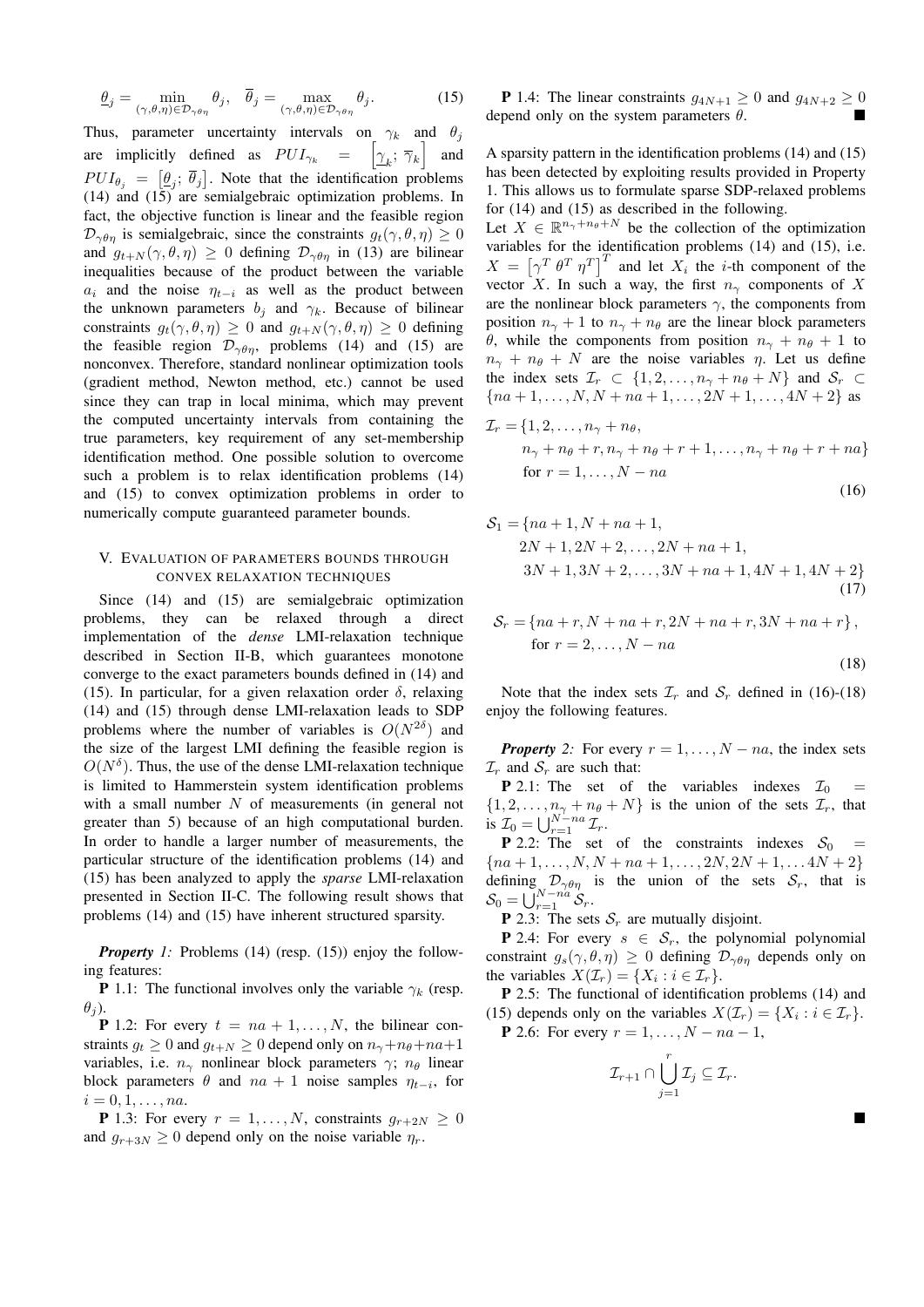$$\underline{\theta}_j = \min_{(\gamma,\theta,\eta)\in\mathcal{D}_{\gamma\theta\eta}} \theta_j, \quad \overline{\theta}_j = \max_{(\gamma,\theta,\eta)\in\mathcal{D}_{\gamma\theta\eta}} \theta_j. \tag{15}$$

Thus, parameter uncertainty intervals on $\gamma_k$ and $\theta_j$ are implicitly defined as $PUI_{\gamma_k} = \left[\underline{\gamma}_k; \overline{\gamma}_k\right]$ and $PUI_{\theta_j} = \left[\underline{\theta}_j; \overline{\theta}_j\right]$. Note that the identification problems (14) and (15) are semialgebraic optimization problems. In fact, the objective function is linear and the feasible region $\mathcal{D}_{\gamma\theta\eta}$ is semialgebraic, since the constraints $g_t(\gamma,\theta,\eta) \geq 0$ and $g_{t+N}(\gamma,\theta,\eta) \geq 0$ defining $\mathcal{D}_{\gamma\theta\eta}$ in (13) are bilinear inequalities because of the product between the variable $a_i$ and the noise $\eta_{t-i}$ as well as the product between the unknown parameters $b_j$ and $\gamma_k$. Because of bilinear constraints $g_t(\gamma,\theta,\eta) \geq 0$ and $g_{t+N}(\gamma,\theta,\eta) \geq 0$ defining the feasible region $\mathcal{D}_{\gamma\theta\eta}$, problems (14) and (15) are nonconvex. Therefore, standard nonlinear optimization tools (gradient method, Newton method, etc.) cannot be used since they can trap in local minima, which may prevent the computed uncertainty intervals from containing the true parameters, key requirement of any set-membership identification method. One possible solution to overcome such a problem is to relax identification problems (14) and (15) to convex optimization problems in order to numerically compute guaranteed parameter bounds.

## V. Evaluation of parameters bounds through convex relaxation techniques

Since (14) and (15) are semialgebraic optimization problems, they can be relaxed through a direct implementation of the *dense* LMI-relaxation technique described in Section II-B, which guarantees monotone converge to the exact parameters bounds defined in (14) and (15). In particular, for a given relaxation order $\delta$, relaxing (14) and (15) through dense LMI-relaxation leads to SDP problems where the number of variables is $O(N^{2\delta})$ and the size of the largest LMI defining the feasible region is $O(N^{\delta})$. Thus, the use of the dense LMI-relaxation technique is limited to Hammerstein system identification problems with a small number $N$ of measurements (in general not greater than 5) because of an high computational burden. In order to handle a larger number of measurements, the particular structure of the identification problems (14) and (15) has been analyzed to apply the *sparse* LMI-relaxation presented in Section II-C. The following result shows that problems (14) and (15) have inherent structured sparsity.

***Property 1:*** Problems (14) (resp. (15)) enjoy the following features:

**P** 1.1: The functional involves only the variable $\gamma_k$ (resp. $\theta_j$).

**P** 1.2: For every $t = na+1,\ldots,N$, the bilinear constraints $g_t \geq 0$ and $g_{t+N} \geq 0$ depend only on $n_\gamma+n_\theta+na+1$ variables, i.e. $n_\gamma$ nonlinear block parameters $\gamma$; $n_\theta$ linear block parameters $\theta$ and $na+1$ noise samples $\eta_{t-i}$, for $i = 0,1,\ldots,na$.

**P** 1.3: For every $r = 1,\ldots,N$, constraints $g_{r+2N} \geq 0$ and $g_{r+3N} \geq 0$ depend only on the noise variable $\eta_r$.

**P** 1.4: The linear constraints $g_{4N+1} \geq 0$ and $g_{4N+2} \geq 0$ depend only on the system parameters $\theta$. ■

A sparsity pattern in the identification problems (14) and (15) has been detected by exploiting results provided in Property 1. This allows us to formulate sparse SDP-relaxed problems for (14) and (15) as described in the following.

Let $X \in \mathbb{R}^{n_\gamma+n_\theta+N}$ be the collection of the optimization variables for the identification problems (14) and (15), i.e. $X = \left[\gamma^T \; \theta^T \; \eta^T\right]^T$ and let $X_i$ the $i$-th component of the vector $X$. In such a way, the first $n_\gamma$ components of $X$ are the nonlinear block parameters $\gamma$, the components from position $n_\gamma+1$ to $n_\gamma+n_\theta$ are the linear block parameters $\theta$, while the components from position $n_\gamma+n_\theta+1$ to $n_\gamma+n_\theta+N$ are the noise variables $\eta$. Let us define the index sets $\mathcal{I}_r \subset \{1,2,\ldots,n_\gamma+n_\theta+N\}$ and $\mathcal{S}_r \subset \{na+1,\ldots,N,N+na+1,\ldots,2N+1,\ldots,4N+2\}$ as

$$\begin{aligned}
\mathcal{I}_r = \{&1,2,\ldots,n_\gamma+n_\theta,\\
&n_\gamma+n_\theta+r, n_\gamma+n_\theta+r+1,\ldots,n_\gamma+n_\theta+r+na\}\\
&\text{for } r = 1,\ldots,N-na
\end{aligned} \tag{16}$$

$$\begin{aligned}
\mathcal{S}_1 = \{&na+1, N+na+1,\\
&2N+1, 2N+2,\ldots,2N+na+1,\\
&3N+1, 3N+2,\ldots,3N+na+1, 4N+1, 4N+2\}
\end{aligned} \tag{17}$$

$$\begin{aligned}
\mathcal{S}_r = \{&na+r, N+na+r, 2N+na+r, 3N+na+r\},\\
&\text{for } r = 2,\ldots,N-na
\end{aligned} \tag{18}$$

Note that the index sets $\mathcal{I}_r$ and $\mathcal{S}_r$ defined in (16)-(18) enjoy the following features.

***Property 2:*** For every $r = 1,\ldots,N-na$, the index sets $\mathcal{I}_r$ and $\mathcal{S}_r$ are such that:

**P** 2.1: The set of the variables indexes $\mathcal{I}_0 = \{1,2,\ldots,n_\gamma+n_\theta+N\}$ is the union of the sets $\mathcal{I}_r$, that is $\mathcal{I}_0 = \bigcup_{r=1}^{N-na} \mathcal{I}_r$.

**P** 2.2: The set of the constraints indexes $\mathcal{S}_0 = \{na+1,\ldots,N,N+na+1,\ldots,2N,2N+1,\ldots 4N+2\}$ defining $\mathcal{D}_{\gamma\theta\eta}$ is the union of the sets $\mathcal{S}_r$, that is $\mathcal{S}_0 = \bigcup_{r=1}^{N-na} \mathcal{S}_r$.

**P** 2.3: The sets $\mathcal{S}_r$ are mutually disjoint.

**P** 2.4: For every $s \in \mathcal{S}_r$, the polynomial polynomial constraint $g_s(\gamma,\theta,\eta) \geq 0$ defining $\mathcal{D}_{\gamma\theta\eta}$ depends only on the variables $X(\mathcal{I}_r) = \{X_i : i \in \mathcal{I}_r\}$.

**P** 2.5: The functional of identification problems (14) and (15) depends only on the variables $X(\mathcal{I}_r) = \{X_i : i \in \mathcal{I}_r\}$.

**P** 2.6: For every $r = 1,\ldots,N-na-1$,

$$\mathcal{I}_{r+1} \cap \bigcup_{j=1}^{r} \mathcal{I}_j \subseteq \mathcal{I}_r.$$

■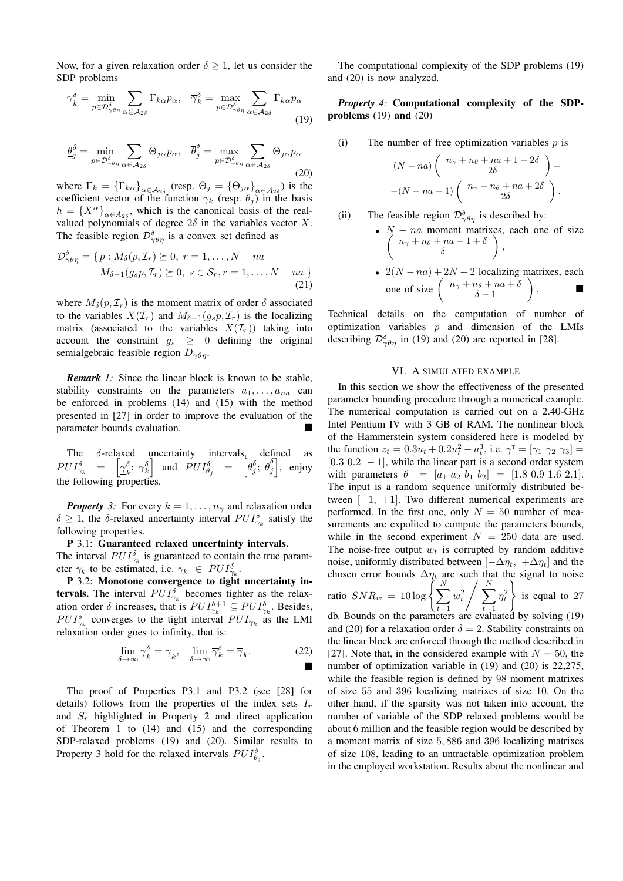Now, for a given relaxation order $\delta \geq 1$, let us consider the SDP problems

$$\underline{\gamma}_k^\delta = \min_{p \in \mathcal{D}_{\gamma\theta\eta}^\delta} \sum_{\alpha \in \mathcal{A}_{2\delta}} \Gamma_{k\alpha} p_\alpha, \quad \overline{\gamma}_k^\delta = \max_{p \in \mathcal{D}_{\gamma\theta\eta}^\delta} \sum_{\alpha \in \mathcal{A}_{2\delta}} \Gamma_{k\alpha} p_\alpha \tag{19}$$

$$\underline{\theta}_j^\delta = \min_{p \in \mathcal{D}_{\gamma\theta\eta}^\delta} \sum_{\alpha \in \mathcal{A}_{2\delta}} \Theta_{j\alpha} p_\alpha, \quad \overline{\theta}_j^\delta = \max_{p \in \mathcal{D}_{\gamma\theta\eta}^\delta} \sum_{\alpha \in \mathcal{A}_{2\delta}} \Theta_{j\alpha} p_\alpha \tag{20}$$

where $\Gamma_k = \{\Gamma_{k\alpha}\}_{\alpha \in \mathcal{A}_{2\delta}}$ (resp. $\Theta_j = \{\Theta_{j\alpha}\}_{\alpha \in \mathcal{A}_{2\delta}}$) is the coefficient vector of the function $\gamma_k$ (resp. $\theta_j$) in the basis $h = \{X^\alpha\}_{\alpha \in A_{2\delta}}$, which is the canonical basis of the real-valued polynomials of degree $2\delta$ in the variables vector $X$. The feasible region $\mathcal{D}_{\gamma\theta\eta}^\delta$ is a convex set defined as

$$\begin{aligned}\mathcal{D}_{\gamma\theta\eta}^\delta = \{ p : & M_\delta(p, \mathcal{I}_r) \succeq 0, \ r = 1, \ldots, N - na \\ & M_{\delta-1}(g_s p, \mathcal{I}_r) \succeq 0, \ s \in \mathcal{S}_r, r = 1, \ldots, N - na \ \}\end{aligned} \tag{21}$$

where $M_\delta(p, \mathcal{I}_r)$ is the moment matrix of order $\delta$ associated to the variables $X(\mathcal{I}_r)$ and $M_{\delta-1}(g_s p, \mathcal{I}_r)$ is the localizing matrix (associated to the variables $X(\mathcal{I}_r)$) taking into account the constraint $g_s \geq 0$ defining the original semialgebraic feasible region $D_{\gamma\theta\eta}$.

***Remark 1:*** Since the linear block is known to be stable, stability constraints on the parameters $a_1, \ldots, a_{na}$ can be enforced in problems (14) and (15) with the method presented in [27] in order to improve the evaluation of the parameter bounds evaluation. ■

The $\delta$-relaxed uncertainty intervals, defined as $PUI_{\gamma_k}^\delta = \left[\underline{\gamma}_k^\delta;\ \overline{\gamma}_k^\delta\right]$ and $PUI_{\theta_j}^\delta = \left[\underline{\theta}_j^\delta;\ \overline{\theta}_j^\delta\right]$, enjoy the following properties.

***Property 3:*** For every $k = 1, \ldots, n_\gamma$ and relaxation order $\delta \geq 1$, the $\delta$-relaxed uncertainty interval $PUI_{\gamma_k}^\delta$ satisfy the following properties.

**P** 3.1: **Guaranteed relaxed uncertainty intervals.** The interval $PUI_{\gamma_k}^\delta$ is guaranteed to contain the true parameter $\gamma_k$ to be estimated, i.e. $\gamma_k \in PUI_{\gamma_k}^\delta$.

**P** 3.2: **Monotone convergence to tight uncertainty intervals.** The interval $PUI_{\gamma_k}^\delta$ becomes tighter as the relaxation order $\delta$ increases, that is $PUI_{\gamma_k}^{\delta+1} \subseteq PUI_{\gamma_k}^\delta$. Besides, $PUI_{\gamma_k}^\delta$ converges to the tight interval $PUI_{\gamma_k}$ as the LMI relaxation order goes to infinity, that is:

$$\lim_{\delta \to \infty} \underline{\gamma}_k^\delta = \underline{\gamma}_k, \quad \lim_{\delta \to \infty} \overline{\gamma}_k^\delta = \overline{\gamma}_k. \tag{22}$$

■

The proof of Properties P3.1 and P3.2 (see [28] for details) follows from the properties of the index sets $I_r$ and $S_r$ highlighted in Property 2 and direct application of Theorem 1 to (14) and (15) and the corresponding SDP-relaxed problems (19) and (20). Similar results to Property 3 hold for the relaxed intervals $PUI_{\theta_j}^\delta$.

The computational complexity of the SDP problems (19) and (20) is now analyzed.

***Property 4:*** **Computational complexity of the SDP-problems (19) and (20)**

(i) The number of free optimization variables $p$ is

$$(N - na) \binom{n_\gamma + n_\theta + na + 1 + 2\delta}{2\delta} + \\ -(N - na - 1) \binom{n_\gamma + n_\theta + na + 2\delta}{2\delta}.$$

(ii) The feasible region $\mathcal{D}_{\gamma\theta\eta}^\delta$ is described by:

- $N - na$ moment matrixes, each one of size $\binom{n_\gamma + n_\theta + na + 1 + \delta}{\delta}$,
- $2(N - na) + 2N + 2$ localizing matrixes, each one of size $\binom{n_\gamma + n_\theta + na + \delta}{\delta - 1}$. ■

Technical details on the computation of number of optimization variables $p$ and dimension of the LMIs describing $\mathcal{D}_{\gamma\theta\eta}^\delta$ in (19) and (20) are reported in [28].

## VI. A simulated example

In this section we show the effectiveness of the presented parameter bounding procedure through a numerical example. The numerical computation is carried out on a 2.40-GHz Intel Pentium IV with 3 GB of RAM. The nonlinear block of the Hammerstein system considered here is modeled by the function $z_t = 0.3u_t + 0.2u_t^2 - u_t^3$, i.e. $\gamma^\mathrm{T} = [\gamma_1\ \gamma_2\ \gamma_3] = [0.3\ 0.2\ -1]$, while the linear part is a second order system with parameters $\theta^\mathrm{T} = [a_1\ a_2\ b_1\ b_2] = [1.8\ 0.9\ 1.6\ 2.1]$. The input is a random sequence uniformly distributed between $[-1,\ +1]$. Two different numerical experiments are performed. In the first one, only $N = 50$ number of measurements are expolited to compute the parameters bounds, while in the second experiment $N = 250$ data are used. The noise-free output $w_t$ is corrupted by random additive noise, uniformly distributed between $[-\Delta\eta_t,\ +\Delta\eta_t]$ and the chosen error bounds $\Delta\eta_t$ are such that the signal to noise ratio $SNR_w = 10 \log \left\{ \sum_{t=1}^{N} w_t^2 \middle/ \sum_{t=1}^{N} \eta_t^2 \right\}$ is equal to 27 db. Bounds on the parameters are evaluated by solving (19) and (20) for a relaxation order $\delta = 2$. Stability constraints on the linear block are enforced through the method described in [27]. Note that, in the considered example with $N = 50$, the number of optimization variable in (19) and (20) is 22,275, while the feasible region is defined by 98 moment matrices of size 55 and 396 localizing matrices of size 10. On the other hand, if the sparsity was not taken into account, the number of variable of the SDP relaxed problems would be about 6 million and the feasible region would be described by a moment matrix of size 5,886 and 396 localizing matrixes of size 108, leading to an untractable optimization problem in the employed workstation. Results about the nonlinear and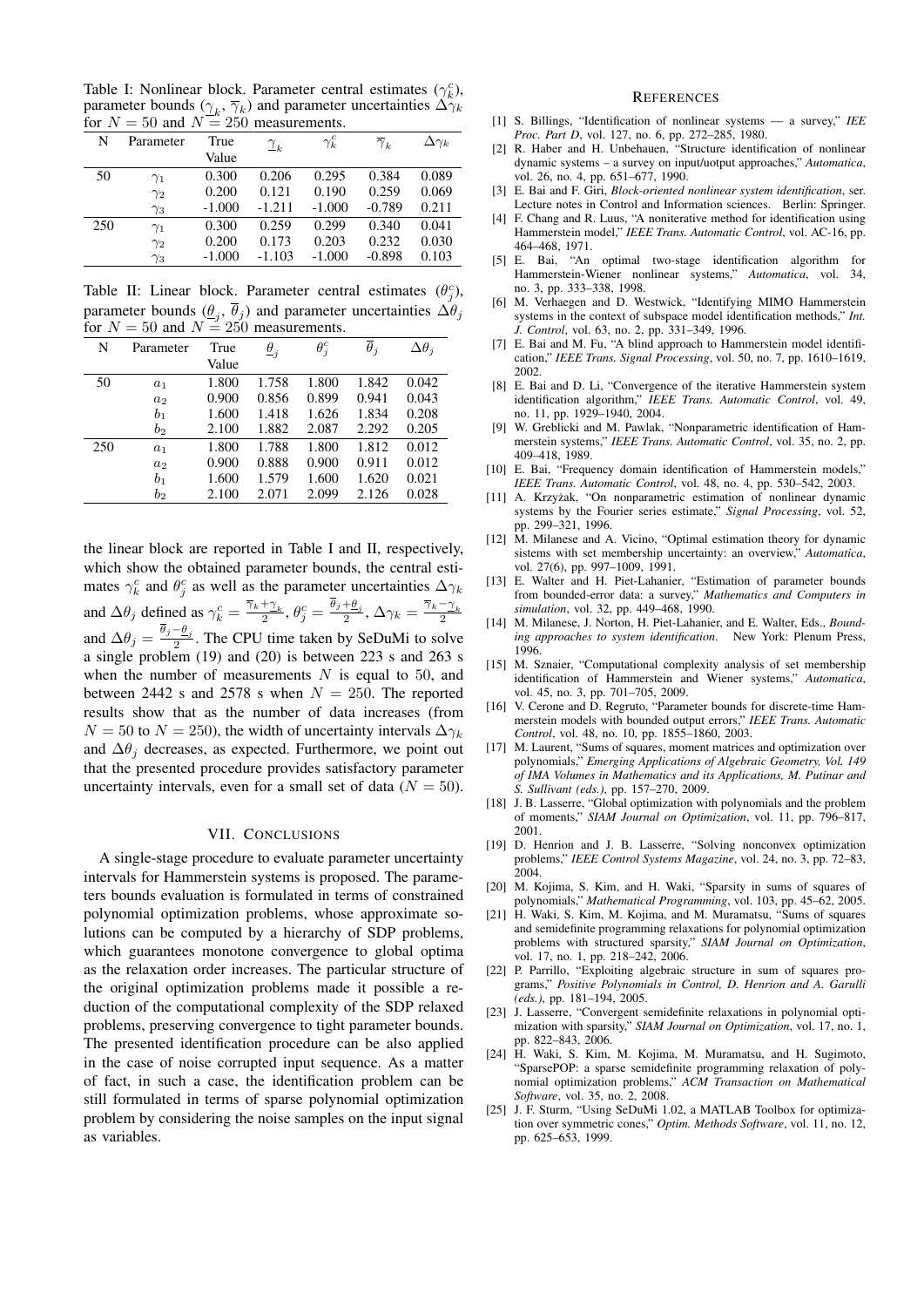Table I: Nonlinear block. Parameter central estimates ($\gamma_k^c$), parameter bounds ($\underline{\gamma}_k$, $\overline{\gamma}_k$) and parameter uncertainties $\Delta\gamma_k$ for $N = 50$ and $N = 250$ measurements.

| N | Parameter | True Value | $\underline{\gamma}_k$ | $\gamma_k^c$ | $\overline{\gamma}_k$ | $\Delta\gamma_k$ |
|---|---|---|---|---|---|---|
| 50 | $\gamma_1$ | 0.300 | 0.206 | 0.295 | 0.384 | 0.089 |
| | $\gamma_2$ | 0.200 | 0.121 | 0.190 | 0.259 | 0.069 |
| | $\gamma_3$ | -1.000 | -1.211 | -1.000 | -0.789 | 0.211 |
| 250 | $\gamma_1$ | 0.300 | 0.259 | 0.299 | 0.340 | 0.041 |
| | $\gamma_2$ | 0.200 | 0.173 | 0.203 | 0.232 | 0.030 |
| | $\gamma_3$ | -1.000 | -1.103 | -1.000 | -0.898 | 0.103 |

Table II: Linear block. Parameter central estimates ($\theta_j^c$), parameter bounds ($\underline{\theta}_j$, $\overline{\theta}_j$) and parameter uncertainties $\Delta\theta_j$ for $N = 50$ and $N = 250$ measurements.

| N | Parameter | True Value | $\underline{\theta}_j$ | $\theta_j^c$ | $\overline{\theta}_j$ | $\Delta\theta_j$ |
|---|---|---|---|---|---|---|
| 50 | $a_1$ | 1.800 | 1.758 | 1.800 | 1.842 | 0.042 |
| | $a_2$ | 0.900 | 0.856 | 0.899 | 0.941 | 0.043 |
| | $b_1$ | 1.600 | 1.418 | 1.626 | 1.834 | 0.208 |
| | $b_2$ | 2.100 | 1.882 | 2.087 | 2.292 | 0.205 |
| 250 | $a_1$ | 1.800 | 1.788 | 1.800 | 1.812 | 0.012 |
| | $a_2$ | 0.900 | 0.888 | 0.900 | 0.911 | 0.012 |
| | $b_1$ | 1.600 | 1.579 | 1.600 | 1.620 | 0.021 |
| | $b_2$ | 2.100 | 2.071 | 2.099 | 2.126 | 0.028 |

the linear block are reported in Table I and II, respectively, which show the obtained parameter bounds, the central estimates $\gamma_k^c$ and $\theta_j^c$ as well as the parameter uncertainties $\Delta\gamma_k$ and $\Delta\theta_j$ defined as $\gamma_k^c = \frac{\overline{\gamma}_k + \underline{\gamma}_k}{2}$, $\theta_j^c = \frac{\overline{\theta}_j + \underline{\theta}_j}{2}$, $\Delta\gamma_k = \frac{\overline{\gamma}_k - \underline{\gamma}_k}{2}$ and $\Delta\theta_j = \frac{\overline{\theta}_j - \underline{\theta}_j}{2}$. The CPU time taken by SeDuMi to solve a single problem (19) and (20) is between 223 s and 263 s when the number of measurements $N$ is equal to 50, and between 2442 s and 2578 s when $N = 250$. The reported results show that as the number of data increases (from $N = 50$ to $N = 250$), the width of uncertainty intervals $\Delta\gamma_k$ and $\Delta\theta_j$ decreases, as expected. Furthermore, we point out that the presented procedure provides satisfactory parameter uncertainty intervals, even for a small set of data ($N = 50$).

## VII. Conclusions

A single-stage procedure to evaluate parameter uncertainty intervals for Hammerstein systems is proposed. The parameters bounds evaluation is formulated in terms of constrained polynomial optimization problems, whose approximate solutions can be computed by a hierarchy of SDP problems, which guarantees monotone convergence to global optima as the relaxation order increases. The particular structure of the original optimization problems made it possible a reduction of the computational complexity of the SDP relaxed problems, preserving convergence to tight parameter bounds. The presented identification procedure can be also applied in the case of noise corrupted input sequence. As a matter of fact, in such a case, the identification problem can be still formulated in terms of sparse polynomial optimization problem by considering the noise samples on the input signal as variables.

## References

[1] S. Billings, "Identification of nonlinear systems — a survey," *IEE Proc. Part D*, vol. 127, no. 6, pp. 272–285, 1980.

[2] R. Haber and H. Unbehauen, "Structure identification of nonlinear dynamic systems – a survey on input/uotput approaches," *Automatica*, vol. 26, no. 4, pp. 651–677, 1990.

[3] E. Bai and F. Giri, *Block-oriented nonlinear system identification*, ser. Lecture notes in Control and Information sciences. Berlin: Springer.

[4] F. Chang and R. Luus, "A noniterative method for identification using Hammerstein model," *IEEE Trans. Automatic Control*, vol. AC-16, pp. 464–468, 1971.

[5] E. Bai, "An optimal two-stage identification algorithm for Hammerstein-Wiener nonlinear systems," *Automatica*, vol. 34, no. 3, pp. 333–338, 1998.

[6] M. Verhaegen and D. Westwick, "Identifying MIMO Hammerstein systems in the context of subspace model identification methods," *Int. J. Control*, vol. 63, no. 2, pp. 331–349, 1996.

[7] E. Bai and M. Fu, "A blind approach to Hammerstein model identification," *IEEE Trans. Signal Processing*, vol. 50, no. 7, pp. 1610–1619, 2002.

[8] E. Bai and D. Li, "Convergence of the iterative Hammerstein system identification algorithm," *IEEE Trans. Automatic Control*, vol. 49, no. 11, pp. 1929–1940, 2004.

[9] W. Greblicki and M. Pawlak, "Nonparametric identification of Hammerstein systems," *IEEE Trans. Automatic Control*, vol. 35, no. 2, pp. 409–418, 1989.

[10] E. Bai, "Frequency domain identification of Hammerstein models," *IEEE Trans. Automatic Control*, vol. 48, no. 4, pp. 530–542, 2003.

[11] A. Krzyżak, "On nonparametric estimation of nonlinear dynamic systems by the Fourier series estimate," *Signal Processing*, vol. 52, pp. 299–321, 1996.

[12] M. Milanese and A. Vicino, "Optimal estimation theory for dynamic sistems with set membership uncertainty: an overview," *Automatica*, vol. 27(6), pp. 997–1009, 1991.

[13] E. Walter and H. Piet-Lahanier, "Estimation of parameter bounds from bounded-error data: a survey," *Mathematics and Computers in simulation*, vol. 32, pp. 449–468, 1990.

[14] M. Milanese, J. Norton, H. Piet-Lahanier, and E. Walter, Eds., *Bounding approaches to system identification*. New York: Plenum Press, 1996.

[15] M. Sznaier, "Computational complexity analysis of set membership identification of Hammerstein and Wiener systems," *Automatica*, vol. 45, no. 3, pp. 701–705, 2009.

[16] V. Cerone and D. Regruto, "Parameter bounds for discrete-time Hammerstein models with bounded output errors," *IEEE Trans. Automatic Control*, vol. 48, no. 10, pp. 1855–1860, 2003.

[17] M. Laurent, "Sums of squares, moment matrices and optimization over polynomials," *Emerging Applications of Algebraic Geometry, Vol. 149 of IMA Volumes in Mathematics and its Applications, M. Putinar and S. Sullivant (eds.)*, pp. 157–270, 2009.

[18] J. B. Lasserre, "Global optimization with polynomials and the problem of moments," *SIAM Journal on Optimization*, vol. 11, pp. 796–817, 2001.

[19] D. Henrion and J. B. Lasserre, "Solving nonconvex optimization problems," *IEEE Control Systems Magazine*, vol. 24, no. 3, pp. 72–83, 2004.

[20] M. Kojima, S. Kim, and H. Waki, "Sparsity in sums of squares of polynomials," *Mathematical Programming*, vol. 103, pp. 45–62, 2005.

[21] H. Waki, S. Kim, M. Kojima, and M. Muramatsu, "Sums of squares and semidefinite programming relaxations for polynomial optimization problems with structured sparsity," *SIAM Journal on Optimization*, vol. 17, no. 1, pp. 218–242, 2006.

[22] P. Parrillo, "Exploiting algebraic structure in sum of squares programs," *Positive Polynomials in Control, D. Henrion and A. Garulli (eds.)*, pp. 181–194, 2005.

[23] J. Lasserre, "Convergent semidefinite relaxations in polynomial optimization with sparsity," *SIAM Journal on Optimization*, vol. 17, no. 1, pp. 822–843, 2006.

[24] H. Waki, S. Kim, M. Kojima, M. Muramatsu, and H. Sugimoto, "SparsePOP: a sparse semidefinite programming relaxation of polynomial optimization problems," *ACM Transaction on Mathematical Software*, vol. 35, no. 2, 2008.

[25] J. F. Sturm, "Using SeDuMi 1.02, a MATLAB Toolbox for optimization over symmetric cones," *Optim. Methods Software*, vol. 11, no. 12, pp. 625–653, 1999.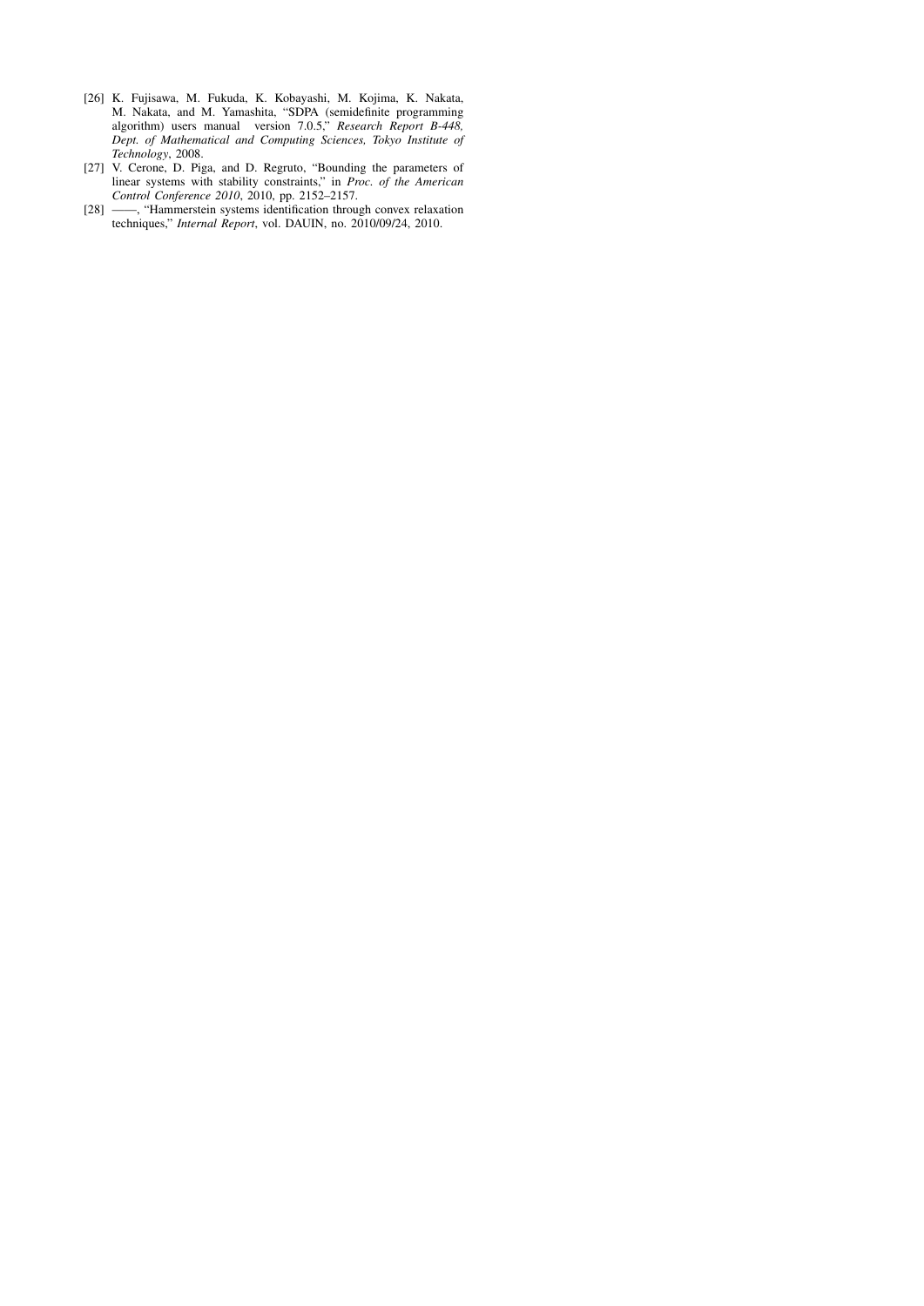[26] K. Fujisawa, M. Fukuda, K. Kobayashi, M. Kojima, K. Nakata, M. Nakata, and M. Yamashita, "SDPA (semidefinite programming algorithm) users manual version 7.0.5," *Research Report B-448, Dept. of Mathematical and Computing Sciences, Tokyo Institute of Technology*, 2008.

[27] V. Cerone, D. Piga, and D. Regruto, "Bounding the parameters of linear systems with stability constraints," in *Proc. of the American Control Conference 2010*, 2010, pp. 2152–2157.

[28] ——, "Hammerstein systems identification through convex relaxation techniques," *Internal Report*, vol. DAUIN, no. 2010/09/24, 2010.